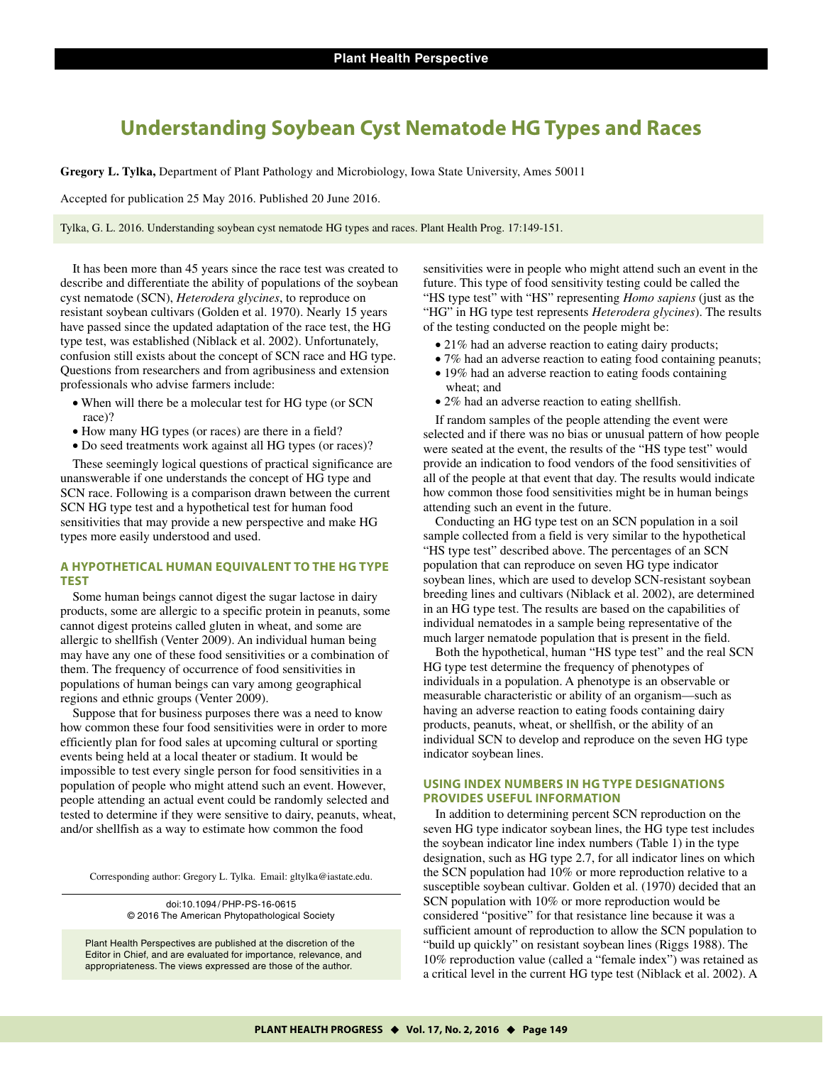Plant Health Perspective

# Understanding Soybean Cyst Nematode HG Types and Races

**Gregory L. Tylka,** Department of Plant Pathology and Microbiology, Iowa State University, Ames 50011

Accepted for publication 25 May 2016. Published 20 June 2016.

Tylka, G. L. 2016. Understanding soybean cyst nematode HG types and races. Plant Health Prog. 17:149-151.

It has been more than 45 years since the race test was created to describe and differentiate the ability of populations of the soybean cyst nematode (SCN), *Heterodera glycines*, to reproduce on resistant soybean cultivars (Golden et al. 1970). Nearly 15 years have passed since the updated adaptation of the race test, the HG type test, was established (Niblack et al. 2002). Unfortunately, confusion still exists about the concept of SCN race and HG type. Questions from researchers and from agribusiness and extension professionals who advise farmers include:

- When will there be a molecular test for HG type (or SCN race)?
- How many HG types (or races) are there in a field?
- Do seed treatments work against all HG types (or races)?

These seemingly logical questions of practical significance are unanswerable if one understands the concept of HG type and SCN race. Following is a comparison drawn between the current SCN HG type test and a hypothetical test for human food sensitivities that may provide a new perspective and make HG types more easily understood and used.

## A HYPOTHETICAL HUMAN EQUIVALENT TO THE HG TYPE TEST

Some human beings cannot digest the sugar lactose in dairy products, some are allergic to a specific protein in peanuts, some cannot digest proteins called gluten in wheat, and some are allergic to shellfish (Venter 2009). An individual human being may have any one of these food sensitivities or a combination of them. The frequency of occurrence of food sensitivities in populations of human beings can vary among geographical regions and ethnic groups (Venter 2009).

Suppose that for business purposes there was a need to know how common these four food sensitivities were in order to more efficiently plan for food sales at upcoming cultural or sporting events being held at a local theater or stadium. It would be impossible to test every single person for food sensitivities in a population of people who might attend such an event. However, people attending an actual event could be randomly selected and tested to determine if they were sensitive to dairy, peanuts, wheat, and/or shellfish as a way to estimate how common the food sensitivities were in people who might attend such an event in the future. This type of food sensitivity testing could be called the "HS type test" with "HS" representing *Homo sapiens* (just as the "HG" in HG type test represents *Heterodera glycines*). The results of the testing conducted on the people might be:

- 21% had an adverse reaction to eating dairy products;
- 7% had an adverse reaction to eating food containing peanuts;
- 19% had an adverse reaction to eating foods containing wheat; and
- 2% had an adverse reaction to eating shellfish.

If random samples of the people attending the event were selected and if there was no bias or unusual pattern of how people were seated at the event, the results of the "HS type test" would provide an indication to food vendors of the food sensitivities of all of the people at that event that day. The results would indicate how common those food sensitivities might be in human beings attending such an event in the future.

Conducting an HG type test on an SCN population in a soil sample collected from a field is very similar to the hypothetical "HS type test" described above. The percentages of an SCN population that can reproduce on seven HG type indicator soybean lines, which are used to develop SCN-resistant soybean breeding lines and cultivars (Niblack et al. 2002), are determined in an HG type test. The results are based on the capabilities of individual nematodes in a sample being representative of the much larger nematode population that is present in the field.

Both the hypothetical, human "HS type test" and the real SCN HG type test determine the frequency of phenotypes of individuals in a population. A phenotype is an observable or measurable characteristic or ability of an organism—such as having an adverse reaction to eating foods containing dairy products, peanuts, wheat, or shellfish, or the ability of an individual SCN to develop and reproduce on the seven HG type indicator soybean lines.

## USING INDEX NUMBERS IN HG TYPE DESIGNATIONS PROVIDES USEFUL INFORMATION

In addition to determining percent SCN reproduction on the seven HG type indicator soybean lines, the HG type test includes the soybean indicator line index numbers (Table 1) in the type designation, such as HG type 2.7, for all indicator lines on which the SCN population had 10% or more reproduction relative to a susceptible soybean cultivar. Golden et al. (1970) decided that an SCN population with 10% or more reproduction would be considered "positive" for that resistance line because it was a sufficient amount of reproduction to allow the SCN population to "build up quickly" on resistant soybean lines (Riggs 1988). The 10% reproduction value (called a "female index") was retained as a critical level in the current HG type test (Niblack et al. 2002). A

Corresponding author: Gregory L. Tylka. Email: gltylka@iastate.edu.

doi:10.1094/PHP-PS-16-0615
© 2016 The American Phytopathological Society

Plant Health Perspectives are published at the discretion of the Editor in Chief, and are evaluated for importance, relevance, and appropriateness. The views expressed are those of the author.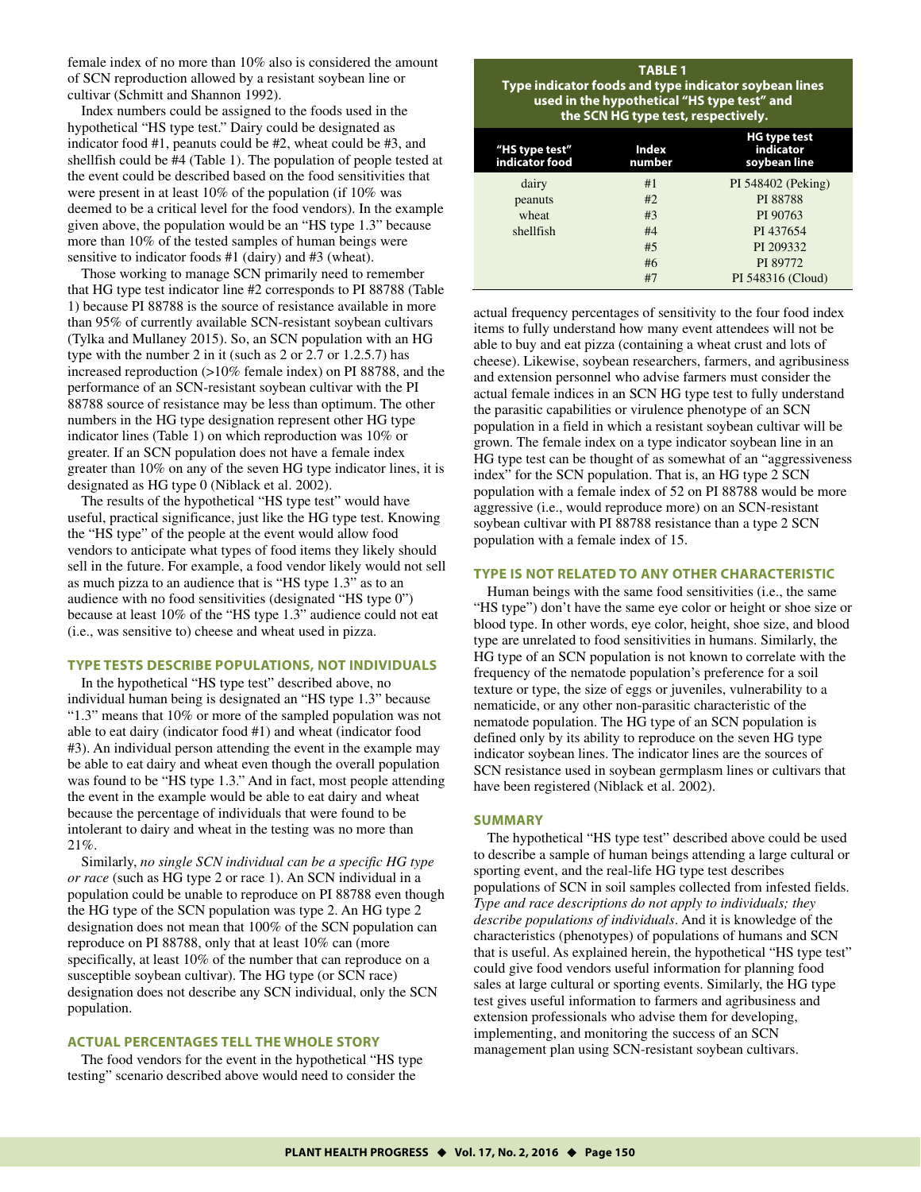female index of no more than 10% also is considered the amount of SCN reproduction allowed by a resistant soybean line or cultivar (Schmitt and Shannon 1992).

Index numbers could be assigned to the foods used in the hypothetical "HS type test." Dairy could be designated as indicator food #1, peanuts could be #2, wheat could be #3, and shellfish could be #4 (Table 1). The population of people tested at the event could be described based on the food sensitivities that were present in at least 10% of the population (if 10% was deemed to be a critical level for the food vendors). In the example given above, the population would be an "HS type 1.3" because more than 10% of the tested samples of human beings were sensitive to indicator foods #1 (dairy) and #3 (wheat).

Those working to manage SCN primarily need to remember that HG type test indicator line #2 corresponds to PI 88788 (Table 1) because PI 88788 is the source of resistance available in more than 95% of currently available SCN-resistant soybean cultivars (Tylka and Mullaney 2015). So, an SCN population with an HG type with the number 2 in it (such as 2 or 2.7 or 1.2.5.7) has increased reproduction (>10% female index) on PI 88788, and the performance of an SCN-resistant soybean cultivar with the PI 88788 source of resistance may be less than optimum. The other numbers in the HG type designation represent other HG type indicator lines (Table 1) on which reproduction was 10% or greater. If an SCN population does not have a female index greater than 10% on any of the seven HG type indicator lines, it is designated as HG type 0 (Niblack et al. 2002).

The results of the hypothetical "HS type test" would have useful, practical significance, just like the HG type test. Knowing the "HS type" of the people at the event would allow food vendors to anticipate what types of food items they likely should sell in the future. For example, a food vendor likely would not sell as much pizza to an audience that is "HS type 1.3" as to an audience with no food sensitivities (designated "HS type 0") because at least 10% of the "HS type 1.3" audience could not eat (i.e., was sensitive to) cheese and wheat used in pizza.

## TYPE TESTS DESCRIBE POPULATIONS, NOT INDIVIDUALS

In the hypothetical "HS type test" described above, no individual human being is designated an "HS type 1.3" because "1.3" means that 10% or more of the sampled population was not able to eat dairy (indicator food #1) and wheat (indicator food #3). An individual person attending the event in the example may be able to eat dairy and wheat even though the overall population was found to be "HS type 1.3." And in fact, most people attending the event in the example would be able to eat dairy and wheat because the percentage of individuals that were found to be intolerant to dairy and wheat in the testing was no more than 21%.

Similarly, *no single SCN individual can be a specific HG type or race* (such as HG type 2 or race 1). An SCN individual in a population could be unable to reproduce on PI 88788 even though the HG type of the SCN population was type 2. An HG type 2 designation does not mean that 100% of the SCN population can reproduce on PI 88788, only that at least 10% can (more specifically, at least 10% of the number that can reproduce on a susceptible soybean cultivar). The HG type (or SCN race) designation does not describe any SCN individual, only the SCN population.

## ACTUAL PERCENTAGES TELL THE WHOLE STORY

The food vendors for the event in the hypothetical "HS type testing" scenario described above would need to consider the actual frequency percentages of sensitivity to the four food index items to fully understand how many event attendees will not be able to buy and eat pizza (containing a wheat crust and lots of cheese). Likewise, soybean researchers, farmers, and agribusiness and extension personnel who advise farmers must consider the actual female indices in an SCN HG type test to fully understand the parasitic capabilities or virulence phenotype of an SCN population in a field in which a resistant soybean cultivar will be grown. The female index on a type indicator soybean line in an HG type test can be thought of as somewhat of an "aggressiveness index" for the SCN population. That is, an HG type 2 SCN population with a female index of 52 on PI 88788 would be more aggressive (i.e., would reproduce more) on an SCN-resistant soybean cultivar with PI 88788 resistance than a type 2 SCN population with a female index of 15.

**TABLE 1**
**Type indicator foods and type indicator soybean lines used in the hypothetical "HS type test" and the SCN HG type test, respectively.**

| "HS type test" indicator food | Index number | HG type test indicator soybean line |
|---|---|---|
| dairy | #1 | PI 548402 (Peking) |
| peanuts | #2 | PI 88788 |
| wheat | #3 | PI 90763 |
| shellfish | #4 | PI 437654 |
| | #5 | PI 209332 |
| | #6 | PI 89772 |
| | #7 | PI 548316 (Cloud) |

## TYPE IS NOT RELATED TO ANY OTHER CHARACTERISTIC

Human beings with the same food sensitivities (i.e., the same "HS type") don't have the same eye color or height or shoe size or blood type. In other words, eye color, height, shoe size, and blood type are unrelated to food sensitivities in humans. Similarly, the HG type of an SCN population is not known to correlate with the frequency of the nematode population's preference for a soil texture or type, the size of eggs or juveniles, vulnerability to a nematicide, or any other non-parasitic characteristic of the nematode population. The HG type of an SCN population is defined only by its ability to reproduce on the seven HG type indicator soybean lines. The indicator lines are the sources of SCN resistance used in soybean germplasm lines or cultivars that have been registered (Niblack et al. 2002).

## SUMMARY

The hypothetical "HS type test" described above could be used to describe a sample of human beings attending a large cultural or sporting event, and the real-life HG type test describes populations of SCN in soil samples collected from infested fields. *Type and race descriptions do not apply to individuals; they describe populations of individuals*. And it is knowledge of the characteristics (phenotypes) of populations of humans and SCN that is useful. As explained herein, the hypothetical "HS type test" could give food vendors useful information for planning food sales at large cultural or sporting events. Similarly, the HG type test gives useful information to farmers and agribusiness and extension professionals who advise them for developing, implementing, and monitoring the success of an SCN management plan using SCN-resistant soybean cultivars.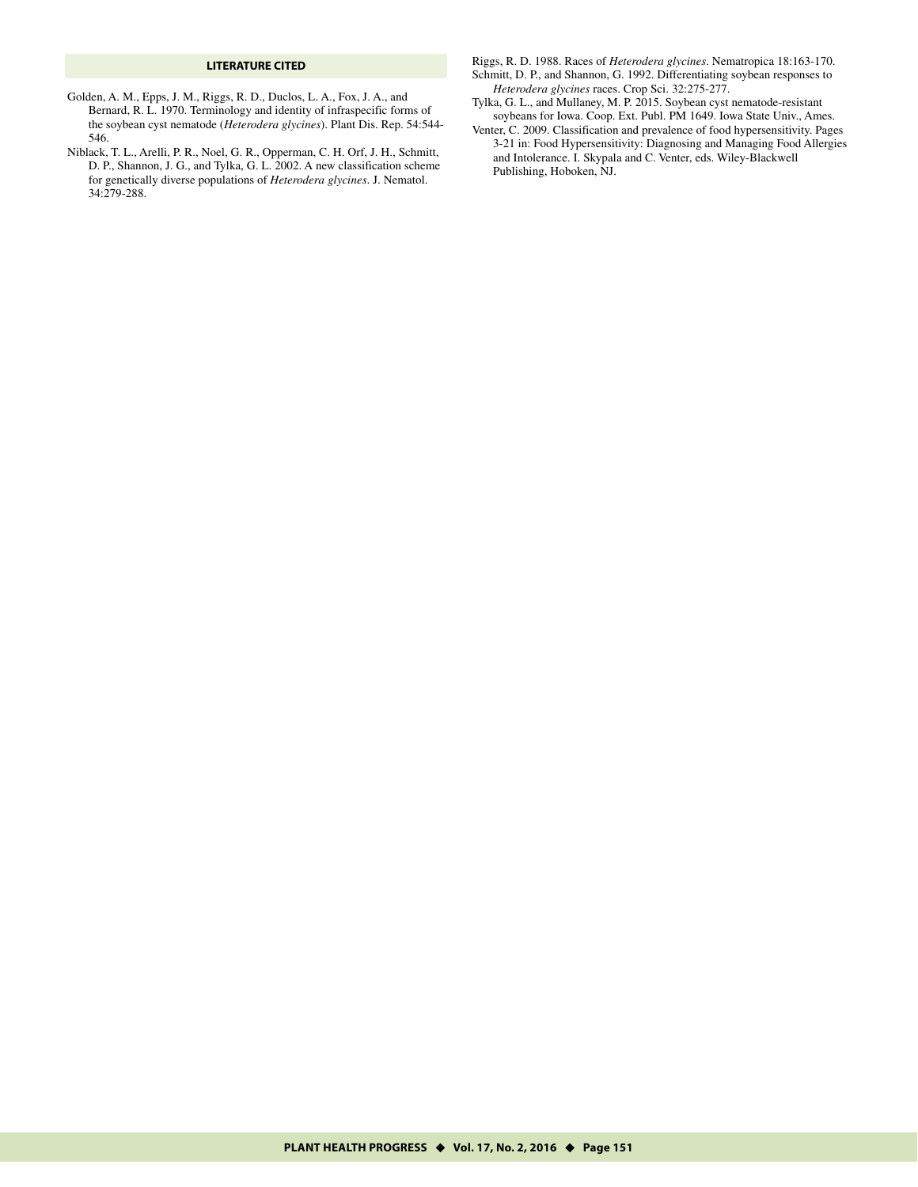## LITERATURE CITED

Golden, A. M., Epps, J. M., Riggs, R. D., Duclos, L. A., Fox, J. A., and Bernard, R. L. 1970. Terminology and identity of infraspecific forms of the soybean cyst nematode (*Heterodera glycines*). Plant Dis. Rep. 54:544-546.

Niblack, T. L., Arelli, P. R., Noel, G. R., Opperman, C. H. Orf, J. H., Schmitt, D. P., Shannon, J. G., and Tylka, G. L. 2002. A new classification scheme for genetically diverse populations of *Heterodera glycines*. J. Nematol. 34:279-288.

Riggs, R. D. 1988. Races of *Heterodera glycines*. Nematropica 18:163-170.

Schmitt, D. P., and Shannon, G. 1992. Differentiating soybean responses to *Heterodera glycines* races. Crop Sci. 32:275-277.

Tylka, G. L., and Mullaney, M. P. 2015. Soybean cyst nematode-resistant soybeans for Iowa. Coop. Ext. Publ. PM 1649. Iowa State Univ., Ames.

Venter, C. 2009. Classification and prevalence of food hypersensitivity. Pages 3-21 in: Food Hypersensitivity: Diagnosing and Managing Food Allergies and Intolerance. I. Skypala and C. Venter, eds. Wiley-Blackwell Publishing, Hoboken, NJ.